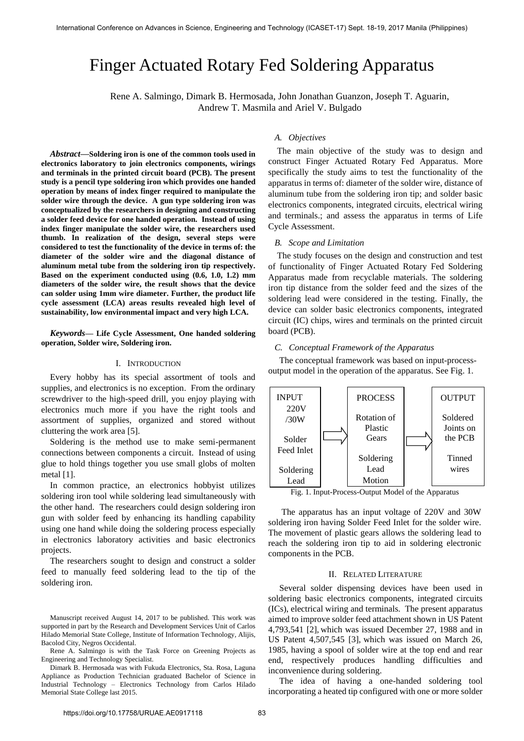# Finger Actuated Rotary Fed Soldering Apparatus

Rene A. Salmingo, Dimark B. Hermosada, John Jonathan Guanzon, Joseph T. Aguarin, Andrew T. Masmila and Ariel V. Bulgado

***Abstract*—Soldering iron is one of the common tools used in electronics laboratory to join electronics components, wirings and terminals in the printed circuit board (PCB). The present study is a pencil type soldering iron which provides one handed operation by means of index finger required to manipulate the solder wire through the device. A gun type soldering iron was conceptualized by the researchers in designing and constructing a solder feed device for one handed operation. Instead of using index finger manipulate the solder wire, the researchers used thumb. In realization of the design, several steps were considered to test the functionality of the device in terms of: the diameter of the solder wire and the diagonal distance of aluminum metal tube from the soldering iron tip respectively. Based on the experiment conducted using (0.6, 1.0, 1.2) mm diameters of the solder wire, the result shows that the device can solder using 1mm wire diameter. Further, the product life cycle assessment (LCA) areas results revealed high level of sustainability, low environmental impact and very high LCA.**

***Keywords*— Life Cycle Assessment, One handed soldering operation, Solder wire, Soldering iron.**

## I. Introduction

Every hobby has its special assortment of tools and supplies, and electronics is no exception. From the ordinary screwdriver to the high-speed drill, you enjoy playing with electronics much more if you have the right tools and assortment of supplies, organized and stored without cluttering the work area [5].

Soldering is the method use to make semi-permanent connections between components a circuit. Instead of using glue to hold things together you use small globs of molten metal [1].

In common practice, an electronics hobbyist utilizes soldering iron tool while soldering lead simultaneously with the other hand. The researchers could design soldering iron gun with solder feed by enhancing its handling capability using one hand while doing the soldering process especially in electronics laboratory activities and basic electronics projects.

The researchers sought to design and construct a solder feed to manually feed soldering lead to the tip of the soldering iron.

Manuscript received August 14, 2017 to be published. This work was supported in part by the Research and Development Services Unit of Carlos Hilado Memorial State College, Institute of Information Technology, Alijis, Bacolod City, Negros Occidental.

Rene A. Salmingo is with the Task Force on Greening Projects as Engineering and Technology Specialist.

Dimark B. Hermosada was with Fukuda Electronics, Sta. Rosa, Laguna Appliance as Production Technician graduated Bachelor of Science in Industrial Technology – Electronics Technology from Carlos Hilado Memorial State College last 2015.

### A. Objectives

The main objective of the study was to design and construct Finger Actuated Rotary Fed Apparatus. More specifically the study aims to test the functionality of the apparatus in terms of: diameter of the solder wire, distance of aluminum tube from the soldering iron tip; and solder basic electronics components, integrated circuits, electrical wiring and terminals.; and assess the apparatus in terms of Life Cycle Assessment.

### B. Scope and Limitation

The study focuses on the design and construction and test of functionality of Finger Actuated Rotary Fed Soldering Apparatus made from recyclable materials. The soldering iron tip distance from the solder feed and the sizes of the soldering lead were considered in the testing. Finally, the device can solder basic electronics components, integrated circuit (IC) chips, wires and terminals on the printed circuit board (PCB).

### C. Conceptual Framework of the Apparatus

The conceptual framework was based on input-process-output model in the operation of the apparatus. See Fig. 1.

| INPUT | PROCESS | OUTPUT |
|---|---|---|
| 220V /30W | Rotation of Plastic Gears | Soldered Joints on the PCB |
| Solder Feed Inlet | Soldering Lead Motion | Tinned wires |
| Soldering Lead | | |

Fig. 1. Input-Process-Output Model of the Apparatus

The apparatus has an input voltage of 220V and 30W soldering iron having Solder Feed Inlet for the solder wire. The movement of plastic gears allows the soldering lead to reach the soldering iron tip to aid in soldering electronic components in the PCB.

## II. Related Literature

Several solder dispensing devices have been used in soldering basic electronics components, integrated circuits (ICs), electrical wiring and terminals. The present apparatus aimed to improve solder feed attachment shown in US Patent 4,793,541 [2], which was issued December 27, 1988 and in US Patent 4,507,545 [3], which was issued on March 26, 1985, having a spool of solder wire at the top end and rear end, respectively produces handling difficulties and inconvenience during soldering.

The idea of having a one-handed soldering tool incorporating a heated tip configured with one or more solder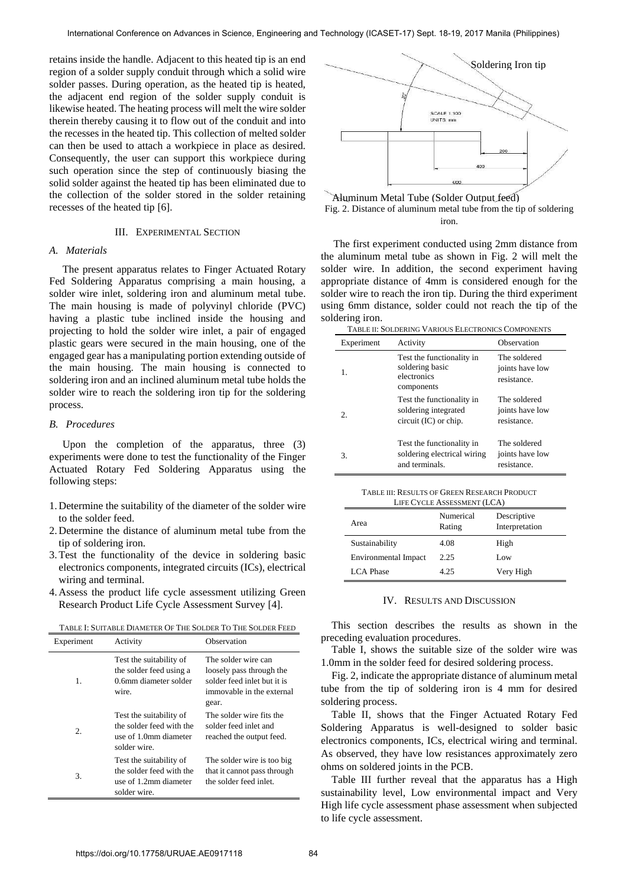retains inside the handle. Adjacent to this heated tip is an end region of a solder supply conduit through which a solid wire solder passes. During operation, as the heated tip is heated, the adjacent end region of the solder supply conduit is likewise heated. The heating process will melt the wire solder therein thereby causing it to flow out of the conduit and into the recesses in the heated tip. This collection of melted solder can then be used to attach a workpiece in place as desired. Consequently, the user can support this workpiece during such operation since the step of continuously biasing the solid solder against the heated tip has been eliminated due to the collection of the solder stored in the solder retaining recesses of the heated tip [6].

## III. Experimental Section

### A. Materials

The present apparatus relates to Finger Actuated Rotary Fed Soldering Apparatus comprising a main housing, a solder wire inlet, soldering iron and aluminum metal tube. The main housing is made of polyvinyl chloride (PVC) having a plastic tube inclined inside the housing and projecting to hold the solder wire inlet, a pair of engaged plastic gears were secured in the main housing, one of the engaged gear has a manipulating portion extending outside of the main housing. The main housing is connected to soldering iron and an inclined aluminum metal tube holds the solder wire to reach the soldering iron tip for the soldering process.

### B. Procedures

Upon the completion of the apparatus, three (3) experiments were done to test the functionality of the Finger Actuated Rotary Fed Soldering Apparatus using the following steps:

1. Determine the suitability of the diameter of the solder wire to the solder feed.
2. Determine the distance of aluminum metal tube from the tip of soldering iron.
3. Test the functionality of the device in soldering basic electronics components, integrated circuits (ICs), electrical wiring and terminal.
4. Assess the product life cycle assessment utilizing Green Research Product Life Cycle Assessment Survey [4].

Table I: Suitable Diameter Of The Solder To The Solder Feed

| Experiment | Activity | Observation |
|---|---|---|
| 1. | Test the suitability of the solder feed using a 0.6mm diameter solder wire. | The solder wire can loosely pass through the solder feed inlet but it is immovable in the external gear. |
| 2. | Test the suitability of the solder feed with the use of 1.0mm diameter solder wire. | The solder wire fits the solder feed inlet and reached the output feed. |
| 3. | Test the suitability of the solder feed with the use of 1.2mm diameter solder wire. | The solder wire is too big that it cannot pass through the solder feed inlet. |

Soldering Iron tip

SCALE 1:100
UNITS: mm

Aluminum Metal Tube (Solder Output feed)

Fig. 2. Distance of aluminum metal tube from the tip of soldering iron.

The first experiment conducted using 2mm distance from the aluminum metal tube as shown in Fig. 2 will melt the solder wire. In addition, the second experiment having appropriate distance of 4mm is considered enough for the solder wire to reach the iron tip. During the third experiment using 6mm distance, solder could not reach the tip of the soldering iron.

Table II: Soldering Various Electronics Components

| Experiment | Activity | Observation |
|---|---|---|
| 1. | Test the functionality in soldering basic electronics components | The soldered joints have low resistance. |
| 2. | Test the functionality in soldering integrated circuit (IC) or chip. | The soldered joints have low resistance. |
| 3. | Test the functionality in soldering electrical wiring and terminals. | The soldered joints have low resistance. |

Table III: Results of Green Research Product Life Cycle Assessment (LCA)

| Area | Numerical Rating | Descriptive Interpretation |
|---|---|---|
| Sustainability | 4.08 | High |
| Environmental Impact | 2.25 | Low |
| LCA Phase | 4.25 | Very High |

## IV. Results and Discussion

This section describes the results as shown in the preceding evaluation procedures.

Table I, shows the suitable size of the solder wire was 1.0mm in the solder feed for desired soldering process.

Fig. 2, indicate the appropriate distance of aluminum metal tube from the tip of soldering iron is 4 mm for desired soldering process.

Table II, shows that the Finger Actuated Rotary Fed Soldering Apparatus is well-designed to solder basic electronics components, ICs, electrical wiring and terminal. As observed, they have low resistances approximately zero ohms on soldered joints in the PCB.

Table III further reveal that the apparatus has a High sustainability level, Low environmental impact and Very High life cycle assessment phase assessment when subjected to life cycle assessment.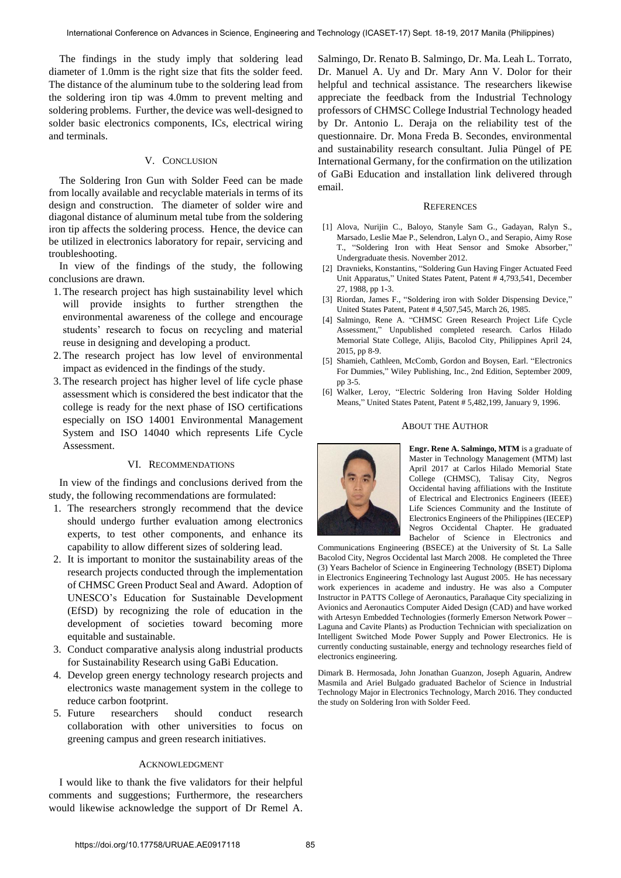The findings in the study imply that soldering lead diameter of 1.0mm is the right size that fits the solder feed. The distance of the aluminum tube to the soldering lead from the soldering iron tip was 4.0mm to prevent melting and soldering problems. Further, the device was well-designed to solder basic electronics components, ICs, electrical wiring and terminals.

## V. Conclusion

The Soldering Iron Gun with Solder Feed can be made from locally available and recyclable materials in terms of its design and construction. The diameter of solder wire and diagonal distance of aluminum metal tube from the soldering iron tip affects the soldering process. Hence, the device can be utilized in electronics laboratory for repair, servicing and troubleshooting.

In view of the findings of the study, the following conclusions are drawn.

1. The research project has high sustainability level which will provide insights to further strengthen the environmental awareness of the college and encourage students' research to focus on recycling and material reuse in designing and developing a product.
2. The research project has low level of environmental impact as evidenced in the findings of the study.
3. The research project has higher level of life cycle phase assessment which is considered the best indicator that the college is ready for the next phase of ISO certifications especially on ISO 14001 Environmental Management System and ISO 14040 which represents Life Cycle Assessment.

## VI. Recommendations

In view of the findings and conclusions derived from the study, the following recommendations are formulated:

1. The researchers strongly recommend that the device should undergo further evaluation among electronics experts, to test other components, and enhance its capability to allow different sizes of soldering lead.
2. It is important to monitor the sustainability areas of the research projects conducted through the implementation of CHMSC Green Product Seal and Award. Adoption of UNESCO's Education for Sustainable Development (EfSD) by recognizing the role of education in the development of societies toward becoming more equitable and sustainable.
3. Conduct comparative analysis along industrial products for Sustainability Research using GaBi Education.
4. Develop green energy technology research projects and electronics waste management system in the college to reduce carbon footprint.
5. Future researchers should conduct research collaboration with other universities to focus on greening campus and green research initiatives.

## Acknowledgment

I would like to thank the five validators for their helpful comments and suggestions; Furthermore, the researchers would likewise acknowledge the support of Dr Remel A. Salmingo, Dr. Renato B. Salmingo, Dr. Ma. Leah L. Torrato, Dr. Manuel A. Uy and Dr. Mary Ann V. Dolor for their helpful and technical assistance. The researchers likewise appreciate the feedback from the Industrial Technology professors of CHMSC College Industrial Technology headed by Dr. Antonio L. Deraja on the reliability test of the questionnaire. Dr. Mona Freda B. Secondes, environmental and sustainability research consultant. Julia Püngel of PE International Germany, for the confirmation on the utilization of GaBi Education and installation link delivered through email.

## References

[1] Alova, Nurijin C., Baloyo, Stanyle Sam G., Gadayan, Ralyn S., Marsado, Leslie Mae P., Selendron, Lalyn O., and Serapio, Aimy Rose T., "Soldering Iron with Heat Sensor and Smoke Absorber," Undergraduate thesis. November 2012.

[2] Dravnieks, Konstantins, "Soldering Gun Having Finger Actuated Feed Unit Apparatus," United States Patent, Patent # 4,793,541, December 27, 1988, pp 1-3.

[3] Riordan, James F., "Soldering iron with Solder Dispensing Device," United States Patent, Patent # 4,507,545, March 26, 1985.

[4] Salmingo, Rene A. "CHMSC Green Research Project Life Cycle Assessment," Unpublished completed research. Carlos Hilado Memorial State College, Alijis, Bacolod City, Philippines April 24, 2015, pp 8-9.

[5] Shamieh, Cathleen, McComb, Gordon and Boysen, Earl. "Electronics For Dummies," Wiley Publishing, Inc., 2nd Edition, September 2009, pp 3-5.

[6] Walker, Leroy, "Electric Soldering Iron Having Solder Holding Means," United States Patent, Patent # 5,482,199, January 9, 1996.

## About the Author

**Engr. Rene A. Salmingo, MTM** is a graduate of Master in Technology Management (MTM) last April 2017 at Carlos Hilado Memorial State College (CHMSC), Talisay City, Negros Occidental having affiliations with the Institute of Electrical and Electronics Engineers (IEEE) Life Sciences Community and the Institute of Electronics Engineers of the Philippines (IECEP) Negros Occidental Chapter. He graduated Bachelor of Science in Electronics and Communications Engineering (BSECE) at the University of St. La Salle Bacolod City, Negros Occidental last March 2008. He completed the Three (3) Years Bachelor of Science in Engineering Technology (BSET) Diploma in Electronics Engineering Technology last August 2005. He has necessary work experiences in academe and industry. He was also a Computer Instructor in PATTS College of Aeronautics, Parañaque City specializing in Avionics and Aeronautics Computer Aided Design (CAD) and have worked with Artesyn Embedded Technologies (formerly Emerson Network Power – Laguna and Cavite Plants) as Production Technician with specialization on Intelligent Switched Mode Power Supply and Power Electronics. He is currently conducting sustainable, energy and technology researches field of electronics engineering.

Dimark B. Hermosada, John Jonathan Guanzon, Joseph Aguarin, Andrew Masmila and Ariel Bulgado graduated Bachelor of Science in Industrial Technology Major in Electronics Technology, March 2016. They conducted the study on Soldering Iron with Solder Feed.